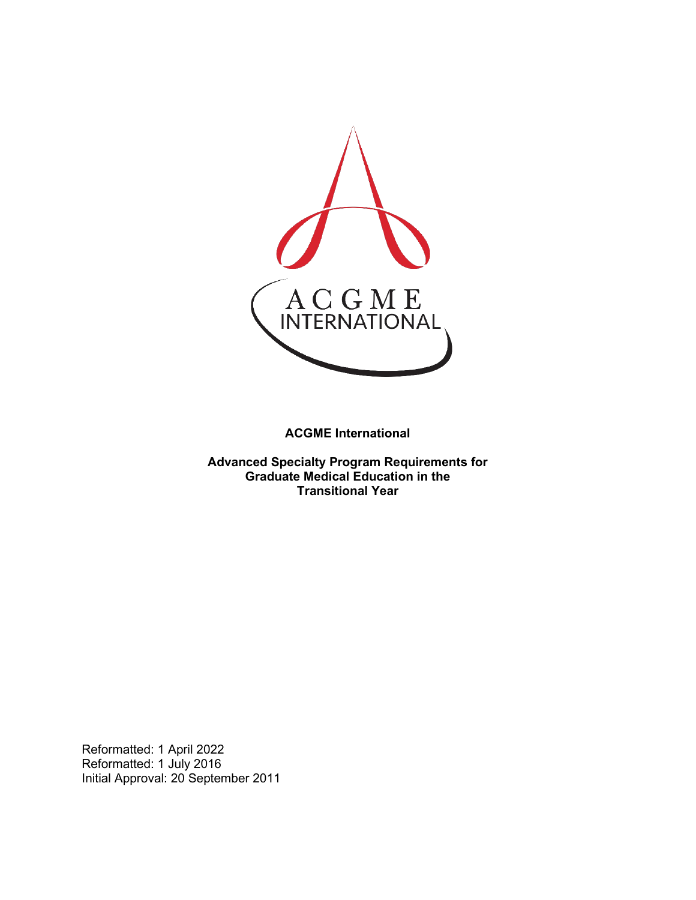**ACGME International**

**Advanced Specialty Program Requirements for Graduate Medical Education in the Transitional Year**

Reformatted: 1 April 2022
Reformatted: 1 July 2016
Initial Approval: 20 September 2011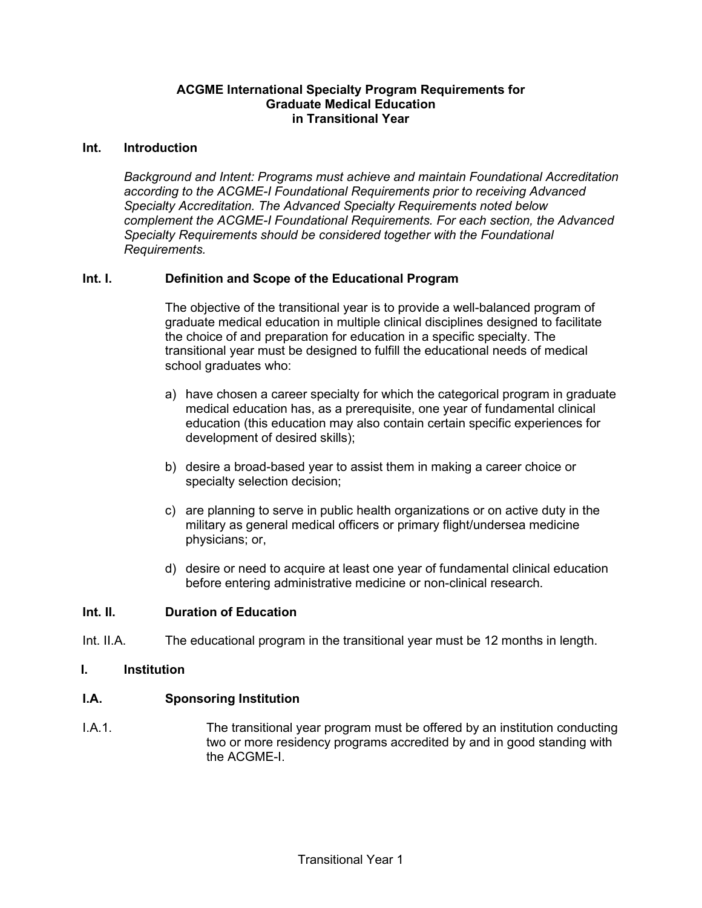# ACGME International Specialty Program Requirements for Graduate Medical Education in Transitional Year

## Int. Introduction

*Background and Intent: Programs must achieve and maintain Foundational Accreditation according to the ACGME-I Foundational Requirements prior to receiving Advanced Specialty Accreditation. The Advanced Specialty Requirements noted below complement the ACGME-I Foundational Requirements. For each section, the Advanced Specialty Requirements should be considered together with the Foundational Requirements.*

## Int. I. Definition and Scope of the Educational Program

The objective of the transitional year is to provide a well-balanced program of graduate medical education in multiple clinical disciplines designed to facilitate the choice of and preparation for education in a specific specialty. The transitional year must be designed to fulfill the educational needs of medical school graduates who:

a) have chosen a career specialty for which the categorical program in graduate medical education has, as a prerequisite, one year of fundamental clinical education (this education may also contain certain specific experiences for development of desired skills);

b) desire a broad-based year to assist them in making a career choice or specialty selection decision;

c) are planning to serve in public health organizations or on active duty in the military as general medical officers or primary flight/undersea medicine physicians; or,

d) desire or need to acquire at least one year of fundamental clinical education before entering administrative medicine or non-clinical research.

## Int. II. Duration of Education

Int. II.A. The educational program in the transitional year must be 12 months in length.

## I. Institution

### I.A. Sponsoring Institution

I.A.1. The transitional year program must be offered by an institution conducting two or more residency programs accredited by and in good standing with the ACGME-I.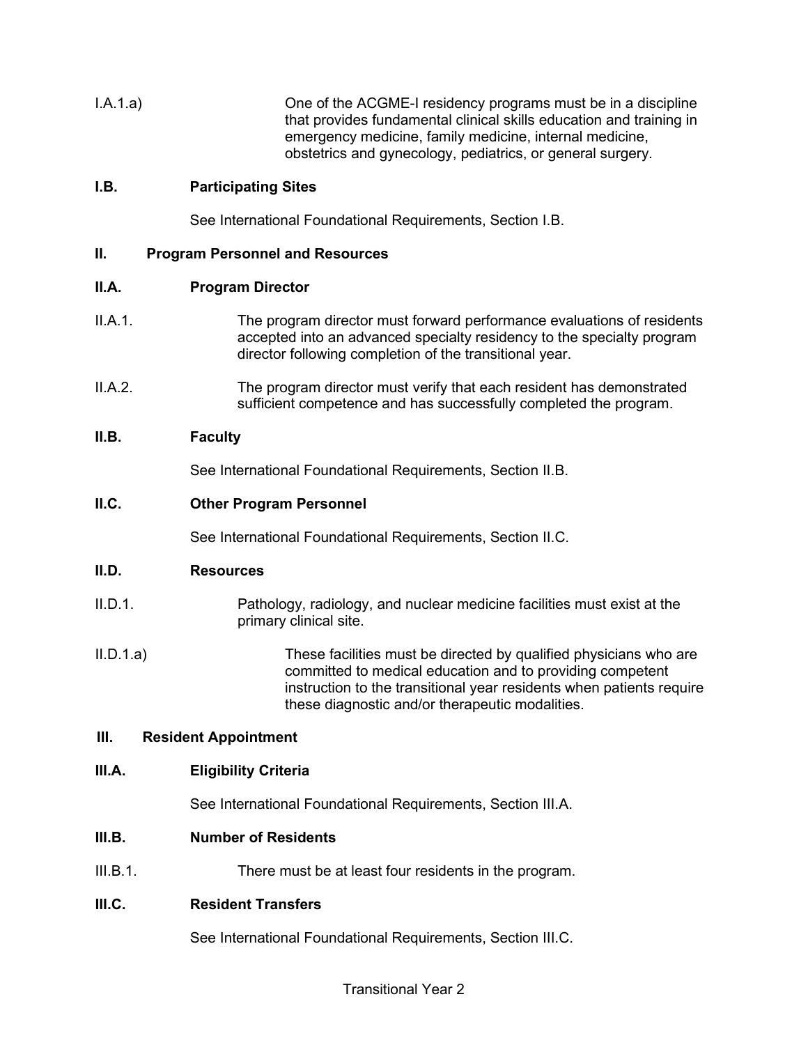I.A.1.a) One of the ACGME-I residency programs must be in a discipline that provides fundamental clinical skills education and training in emergency medicine, family medicine, internal medicine, obstetrics and gynecology, pediatrics, or general surgery.

**I.B. Participating Sites**

See International Foundational Requirements, Section I.B.

## II. Program Personnel and Resources

**II.A. Program Director**

II.A.1. The program director must forward performance evaluations of residents accepted into an advanced specialty residency to the specialty program director following completion of the transitional year.

II.A.2. The program director must verify that each resident has demonstrated sufficient competence and has successfully completed the program.

**II.B. Faculty**

See International Foundational Requirements, Section II.B.

**II.C. Other Program Personnel**

See International Foundational Requirements, Section II.C.

**II.D. Resources**

II.D.1. Pathology, radiology, and nuclear medicine facilities must exist at the primary clinical site.

II.D.1.a) These facilities must be directed by qualified physicians who are committed to medical education and to providing competent instruction to the transitional year residents when patients require these diagnostic and/or therapeutic modalities.

## III. Resident Appointment

**III.A. Eligibility Criteria**

See International Foundational Requirements, Section III.A.

**III.B. Number of Residents**

III.B.1. There must be at least four residents in the program.

**III.C. Resident Transfers**

See International Foundational Requirements, Section III.C.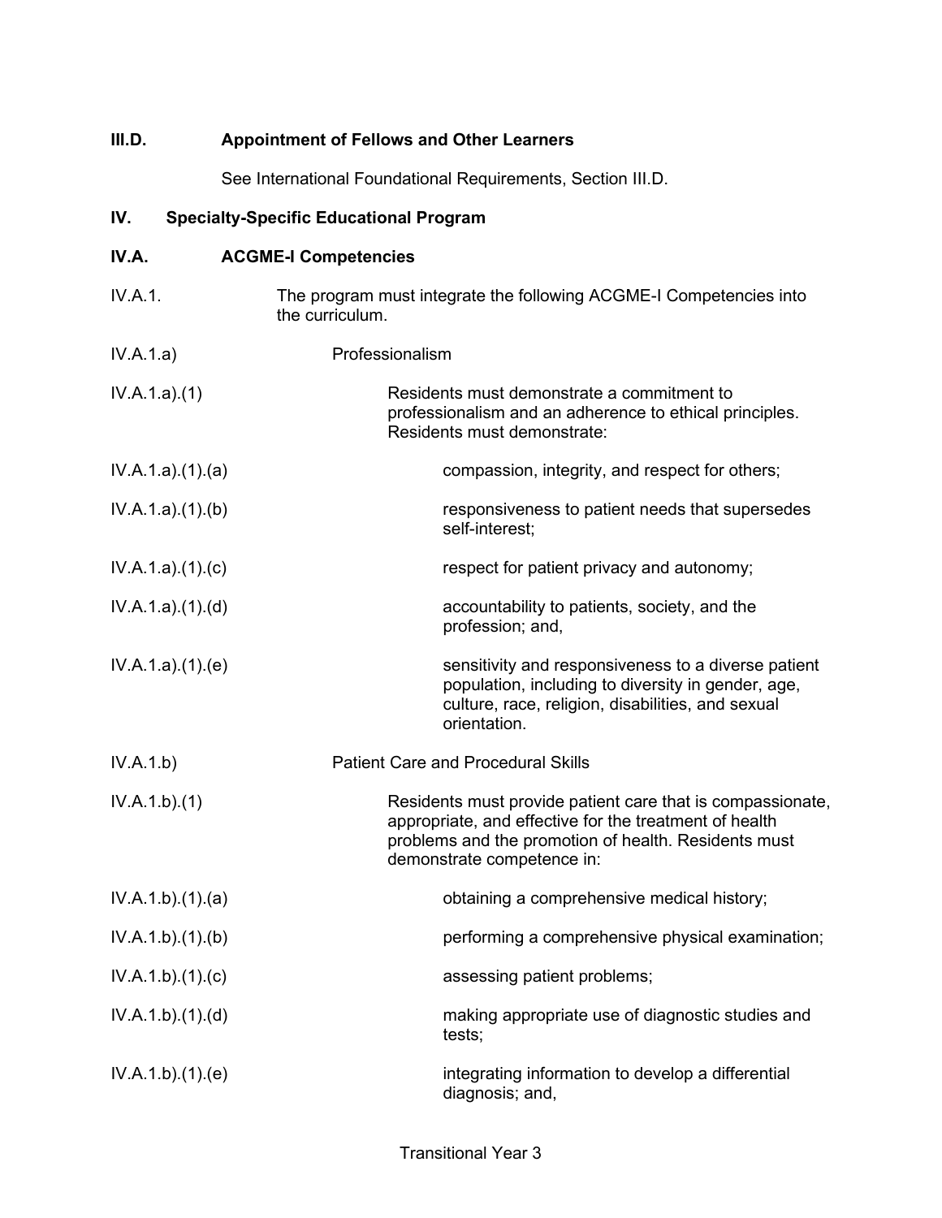**III.D. Appointment of Fellows and Other Learners**

See International Foundational Requirements, Section III.D.

**IV. Specialty-Specific Educational Program**

**IV.A. ACGME-I Competencies**

IV.A.1. The program must integrate the following ACGME-I Competencies into the curriculum.

IV.A.1.a) Professionalism

IV.A.1.a).(1) Residents must demonstrate a commitment to professionalism and an adherence to ethical principles. Residents must demonstrate:

IV.A.1.a).(1).(a) compassion, integrity, and respect for others;

IV.A.1.a).(1).(b) responsiveness to patient needs that supersedes self-interest;

IV.A.1.a).(1).(c) respect for patient privacy and autonomy;

IV.A.1.a).(1).(d) accountability to patients, society, and the profession; and,

IV.A.1.a).(1).(e) sensitivity and responsiveness to a diverse patient population, including to diversity in gender, age, culture, race, religion, disabilities, and sexual orientation.

IV.A.1.b) Patient Care and Procedural Skills

IV.A.1.b).(1) Residents must provide patient care that is compassionate, appropriate, and effective for the treatment of health problems and the promotion of health. Residents must demonstrate competence in:

IV.A.1.b).(1).(a) obtaining a comprehensive medical history;

IV.A.1.b).(1).(b) performing a comprehensive physical examination;

IV.A.1.b).(1).(c) assessing patient problems;

IV.A.1.b).(1).(d) making appropriate use of diagnostic studies and tests;

IV.A.1.b).(1).(e) integrating information to develop a differential diagnosis; and,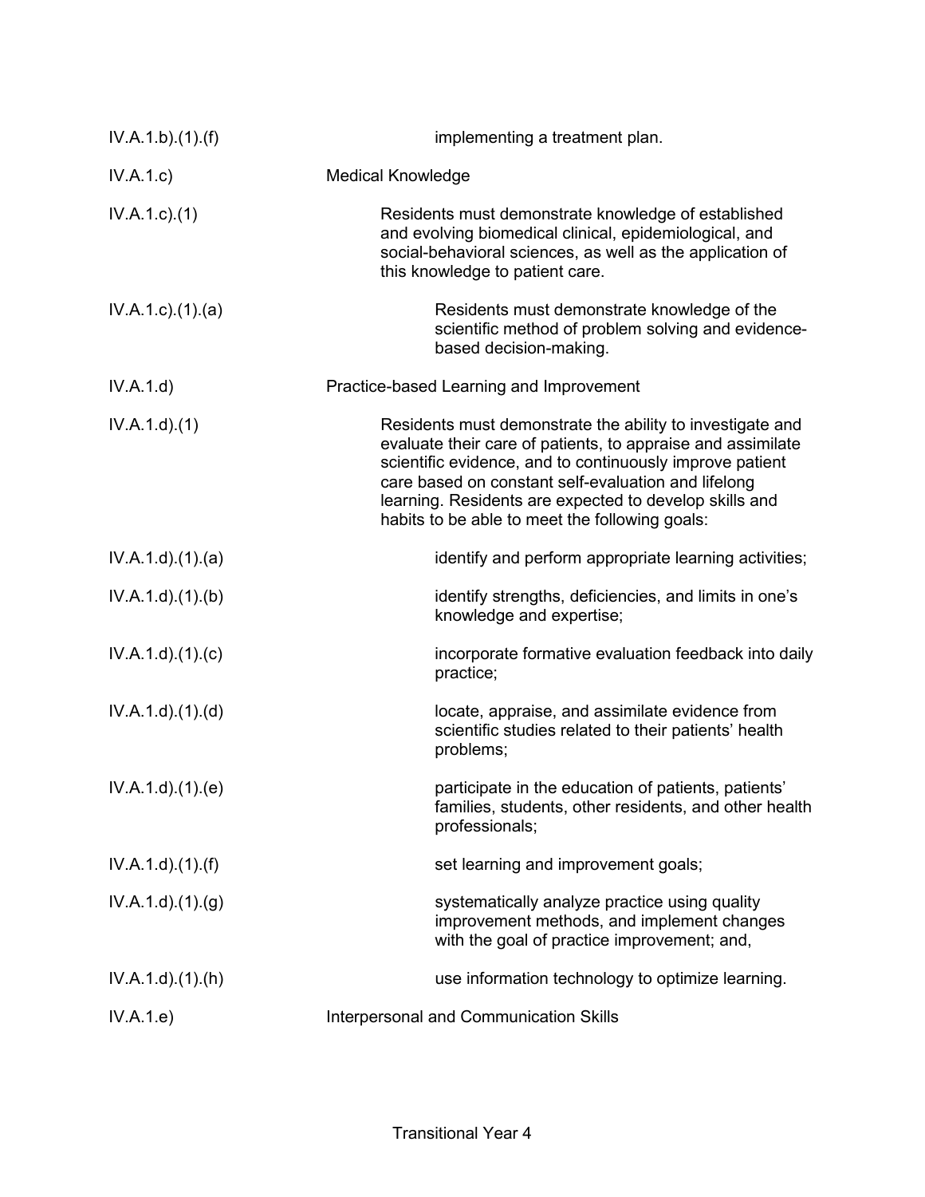| | |
|---|---|
| IV.A.1.b).(1).(f) | implementing a treatment plan. |
| IV.A.1.c) | Medical Knowledge |
| IV.A.1.c).(1) | Residents must demonstrate knowledge of established and evolving biomedical clinical, epidemiological, and social-behavioral sciences, as well as the application of this knowledge to patient care. |
| IV.A.1.c).(1).(a) | Residents must demonstrate knowledge of the scientific method of problem solving and evidence-based decision-making. |
| IV.A.1.d) | Practice-based Learning and Improvement |
| IV.A.1.d).(1) | Residents must demonstrate the ability to investigate and evaluate their care of patients, to appraise and assimilate scientific evidence, and to continuously improve patient care based on constant self-evaluation and lifelong learning. Residents are expected to develop skills and habits to be able to meet the following goals: |
| IV.A.1.d).(1).(a) | identify and perform appropriate learning activities; |
| IV.A.1.d).(1).(b) | identify strengths, deficiencies, and limits in one's knowledge and expertise; |
| IV.A.1.d).(1).(c) | incorporate formative evaluation feedback into daily practice; |
| IV.A.1.d).(1).(d) | locate, appraise, and assimilate evidence from scientific studies related to their patients' health problems; |
| IV.A.1.d).(1).(e) | participate in the education of patients, patients' families, students, other residents, and other health professionals; |
| IV.A.1.d).(1).(f) | set learning and improvement goals; |
| IV.A.1.d).(1).(g) | systematically analyze practice using quality improvement methods, and implement changes with the goal of practice improvement; and, |
| IV.A.1.d).(1).(h) | use information technology to optimize learning. |
| IV.A.1.e) | Interpersonal and Communication Skills |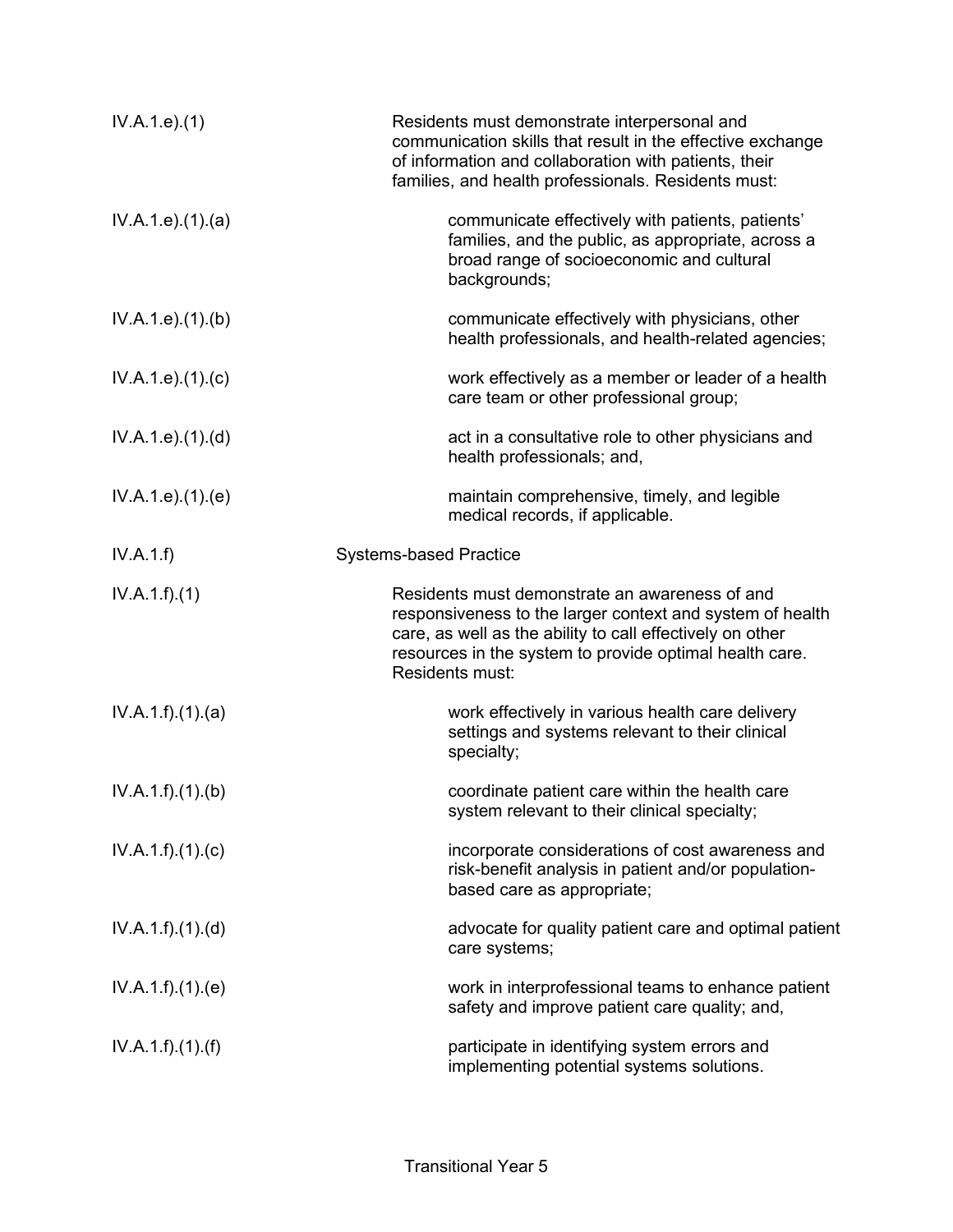| | |
|---|---|
| IV.A.1.e).(1) | Residents must demonstrate interpersonal and communication skills that result in the effective exchange of information and collaboration with patients, their families, and health professionals. Residents must: |
| IV.A.1.e).(1).(a) | communicate effectively with patients, patients' families, and the public, as appropriate, across a broad range of socioeconomic and cultural backgrounds; |
| IV.A.1.e).(1).(b) | communicate effectively with physicians, other health professionals, and health-related agencies; |
| IV.A.1.e).(1).(c) | work effectively as a member or leader of a health care team or other professional group; |
| IV.A.1.e).(1).(d) | act in a consultative role to other physicians and health professionals; and, |
| IV.A.1.e).(1).(e) | maintain comprehensive, timely, and legible medical records, if applicable. |
| IV.A.1.f) | Systems-based Practice |
| IV.A.1.f).(1) | Residents must demonstrate an awareness of and responsiveness to the larger context and system of health care, as well as the ability to call effectively on other resources in the system to provide optimal health care. Residents must: |
| IV.A.1.f).(1).(a) | work effectively in various health care delivery settings and systems relevant to their clinical specialty; |
| IV.A.1.f).(1).(b) | coordinate patient care within the health care system relevant to their clinical specialty; |
| IV.A.1.f).(1).(c) | incorporate considerations of cost awareness and risk-benefit analysis in patient and/or population-based care as appropriate; |
| IV.A.1.f).(1).(d) | advocate for quality patient care and optimal patient care systems; |
| IV.A.1.f).(1).(e) | work in interprofessional teams to enhance patient safety and improve patient care quality; and, |
| IV.A.1.f).(1).(f) | participate in identifying system errors and implementing potential systems solutions. |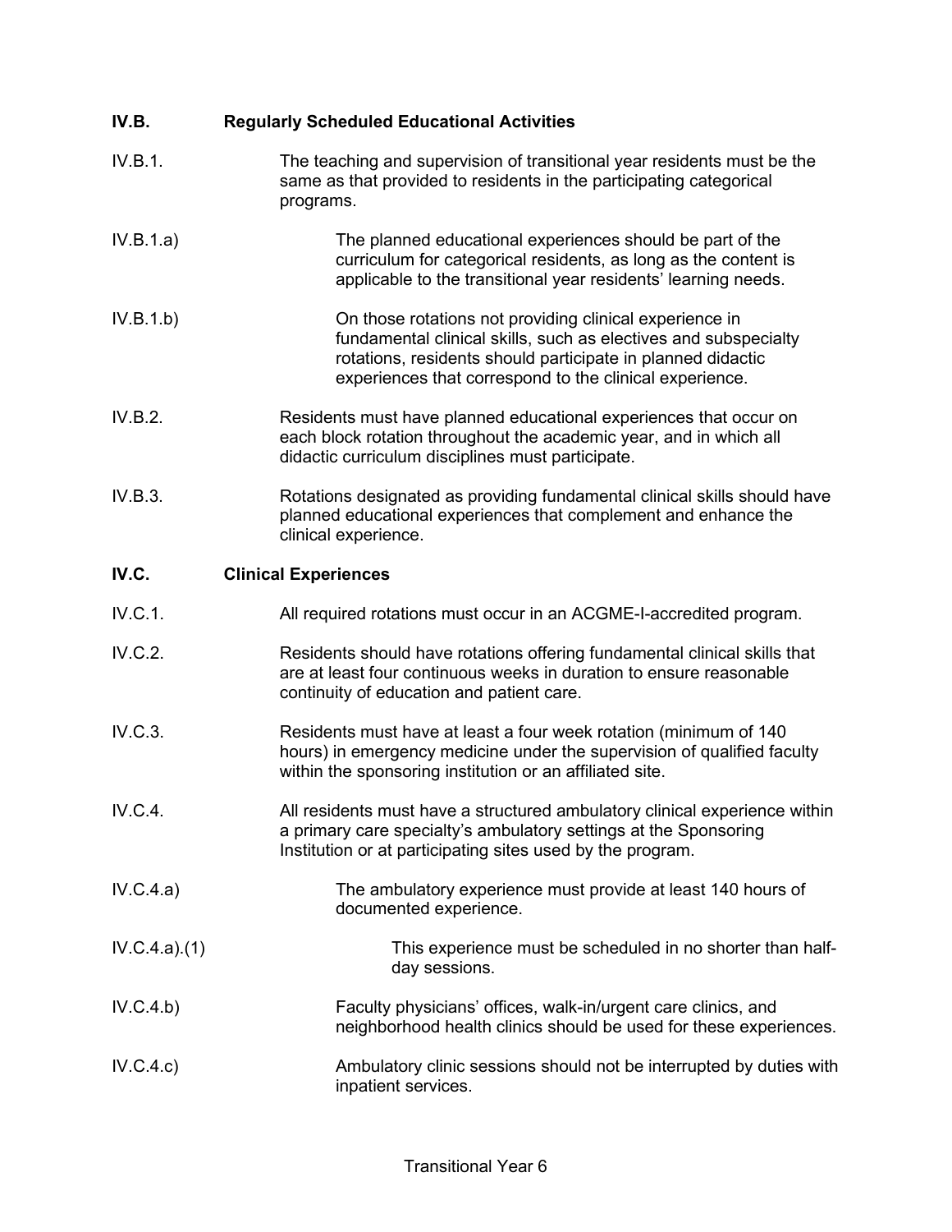**IV.B. Regularly Scheduled Educational Activities**

IV.B.1. The teaching and supervision of transitional year residents must be the same as that provided to residents in the participating categorical programs.

IV.B.1.a) The planned educational experiences should be part of the curriculum for categorical residents, as long as the content is applicable to the transitional year residents' learning needs.

IV.B.1.b) On those rotations not providing clinical experience in fundamental clinical skills, such as electives and subspecialty rotations, residents should participate in planned didactic experiences that correspond to the clinical experience.

IV.B.2. Residents must have planned educational experiences that occur on each block rotation throughout the academic year, and in which all didactic curriculum disciplines must participate.

IV.B.3. Rotations designated as providing fundamental clinical skills should have planned educational experiences that complement and enhance the clinical experience.

**IV.C. Clinical Experiences**

IV.C.1. All required rotations must occur in an ACGME-I-accredited program.

IV.C.2. Residents should have rotations offering fundamental clinical skills that are at least four continuous weeks in duration to ensure reasonable continuity of education and patient care.

IV.C.3. Residents must have at least a four week rotation (minimum of 140 hours) in emergency medicine under the supervision of qualified faculty within the sponsoring institution or an affiliated site.

IV.C.4. All residents must have a structured ambulatory clinical experience within a primary care specialty's ambulatory settings at the Sponsoring Institution or at participating sites used by the program.

IV.C.4.a) The ambulatory experience must provide at least 140 hours of documented experience.

IV.C.4.a).(1) This experience must be scheduled in no shorter than half-day sessions.

IV.C.4.b) Faculty physicians' offices, walk-in/urgent care clinics, and neighborhood health clinics should be used for these experiences.

IV.C.4.c) Ambulatory clinic sessions should not be interrupted by duties with inpatient services.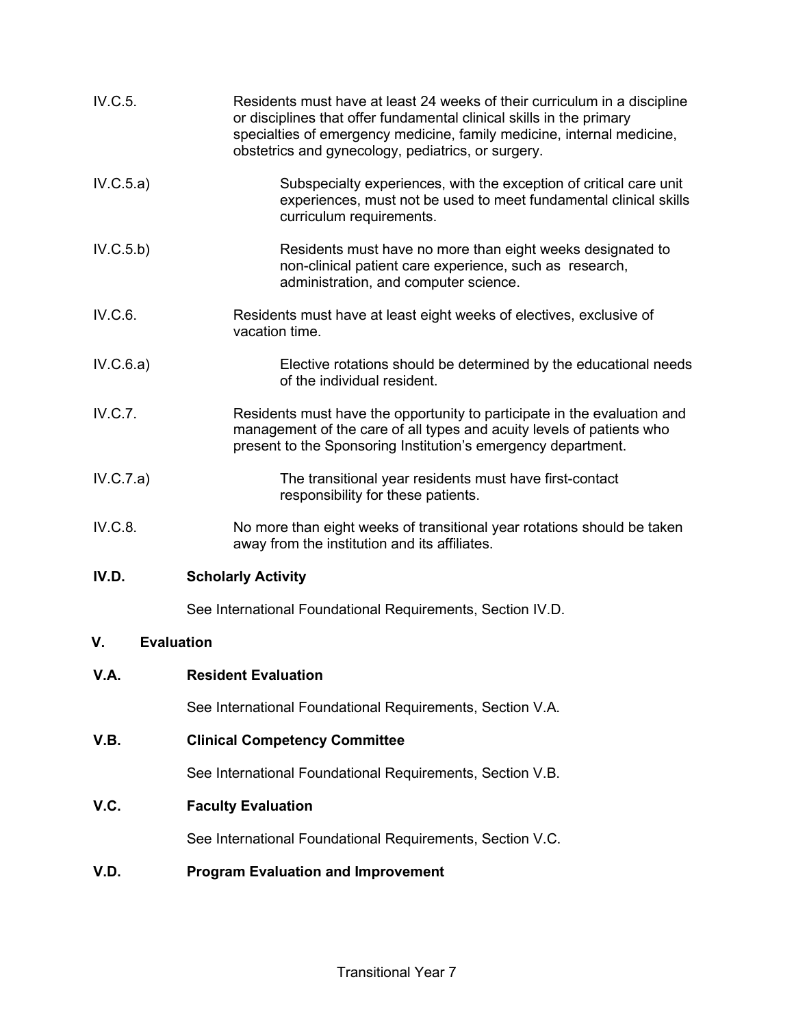IV.C.5. Residents must have at least 24 weeks of their curriculum in a discipline or disciplines that offer fundamental clinical skills in the primary specialties of emergency medicine, family medicine, internal medicine, obstetrics and gynecology, pediatrics, or surgery.

IV.C.5.a) Subspecialty experiences, with the exception of critical care unit experiences, must not be used to meet fundamental clinical skills curriculum requirements.

IV.C.5.b) Residents must have no more than eight weeks designated to non-clinical patient care experience, such as research, administration, and computer science.

IV.C.6. Residents must have at least eight weeks of electives, exclusive of vacation time.

IV.C.6.a) Elective rotations should be determined by the educational needs of the individual resident.

IV.C.7. Residents must have the opportunity to participate in the evaluation and management of the care of all types and acuity levels of patients who present to the Sponsoring Institution's emergency department.

IV.C.7.a) The transitional year residents must have first-contact responsibility for these patients.

IV.C.8. No more than eight weeks of transitional year rotations should be taken away from the institution and its affiliates.

**IV.D. Scholarly Activity**

See International Foundational Requirements, Section IV.D.

**V. Evaluation**

**V.A. Resident Evaluation**

See International Foundational Requirements, Section V.A.

**V.B. Clinical Competency Committee**

See International Foundational Requirements, Section V.B.

**V.C. Faculty Evaluation**

See International Foundational Requirements, Section V.C.

**V.D. Program Evaluation and Improvement**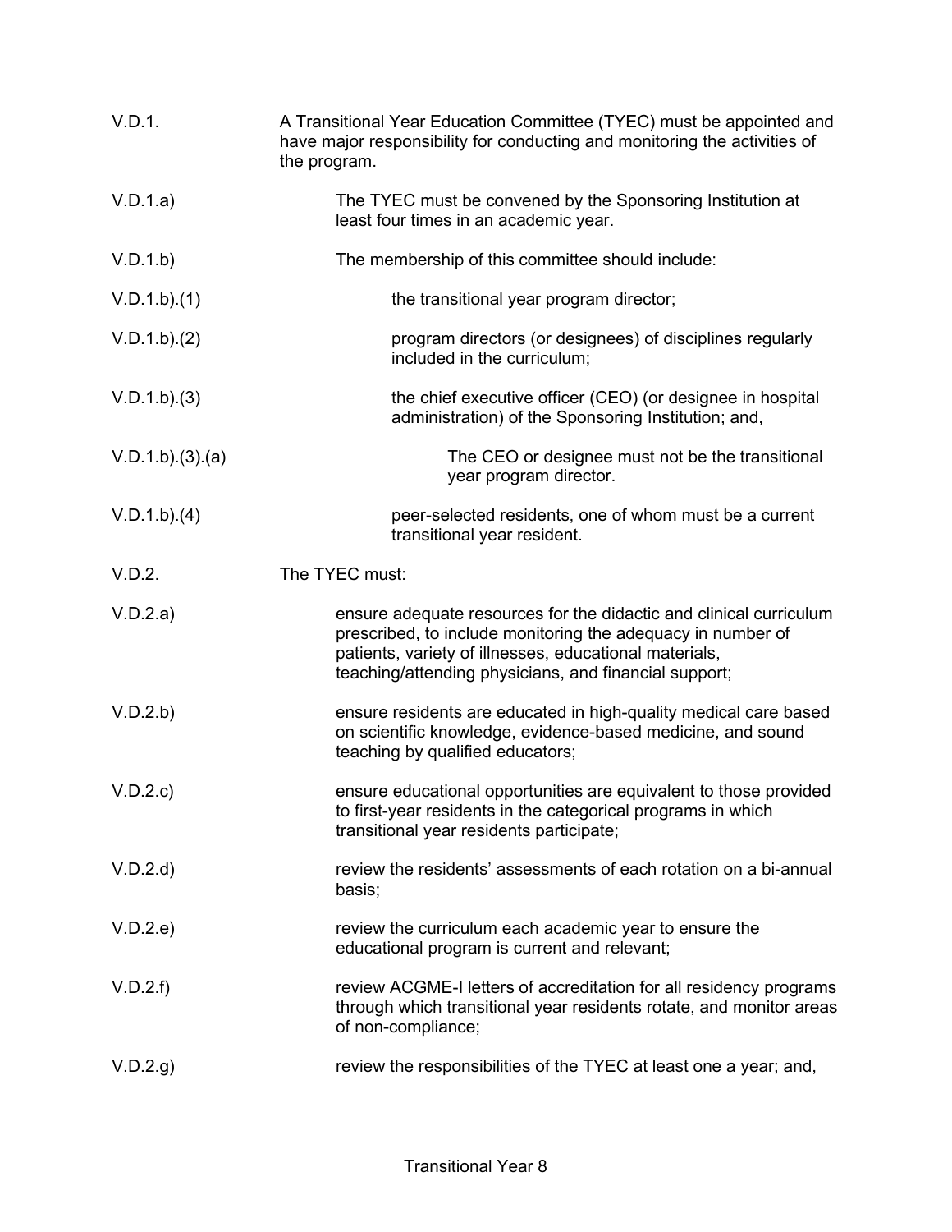V.D.1. A Transitional Year Education Committee (TYEC) must be appointed and have major responsibility for conducting and monitoring the activities of the program.

V.D.1.a) The TYEC must be convened by the Sponsoring Institution at least four times in an academic year.

V.D.1.b) The membership of this committee should include:

V.D.1.b).(1) the transitional year program director;

V.D.1.b).(2) program directors (or designees) of disciplines regularly included in the curriculum;

V.D.1.b).(3) the chief executive officer (CEO) (or designee in hospital administration) of the Sponsoring Institution; and,

V.D.1.b).(3).(a) The CEO or designee must not be the transitional year program director.

V.D.1.b).(4) peer-selected residents, one of whom must be a current transitional year resident.

V.D.2. The TYEC must:

V.D.2.a) ensure adequate resources for the didactic and clinical curriculum prescribed, to include monitoring the adequacy in number of patients, variety of illnesses, educational materials, teaching/attending physicians, and financial support;

V.D.2.b) ensure residents are educated in high-quality medical care based on scientific knowledge, evidence-based medicine, and sound teaching by qualified educators;

V.D.2.c) ensure educational opportunities are equivalent to those provided to first-year residents in the categorical programs in which transitional year residents participate;

V.D.2.d) review the residents' assessments of each rotation on a bi-annual basis;

V.D.2.e) review the curriculum each academic year to ensure the educational program is current and relevant;

V.D.2.f) review ACGME-I letters of accreditation for all residency programs through which transitional year residents rotate, and monitor areas of non-compliance;

V.D.2.g) review the responsibilities of the TYEC at least one a year; and,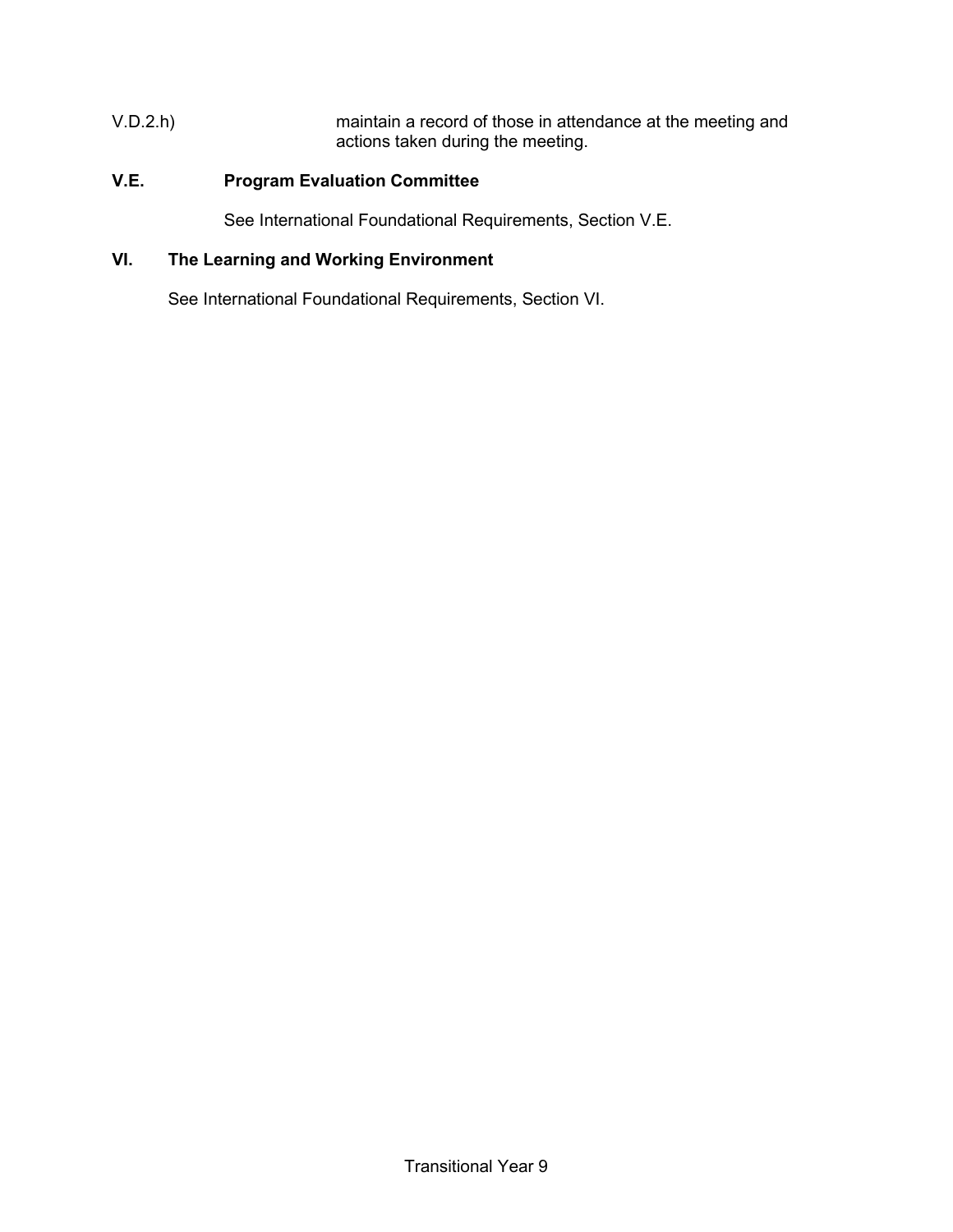V.D.2.h) maintain a record of those in attendance at the meeting and actions taken during the meeting.

**V.E. Program Evaluation Committee**

See International Foundational Requirements, Section V.E.

**VI. The Learning and Working Environment**

See International Foundational Requirements, Section VI.